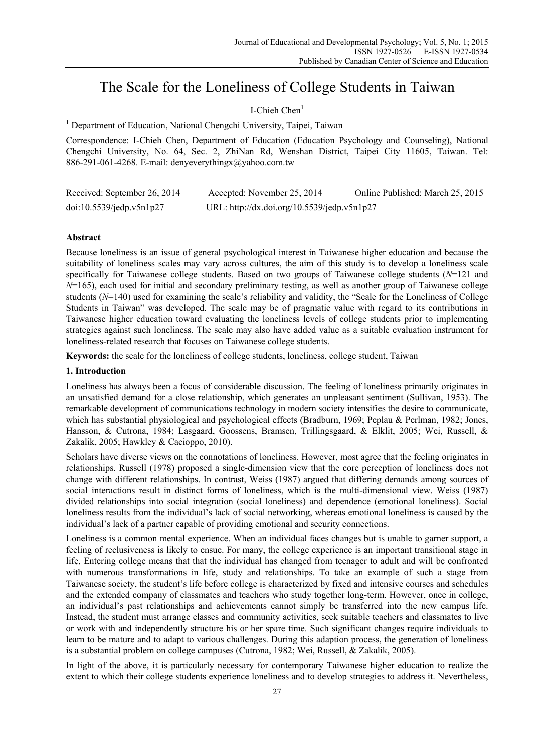# The Scale for the Loneliness of College Students in Taiwan

I-Chieh Chen[1]

[1] Department of Education, National Chengchi University, Taipei, Taiwan

Correspondence: I-Chieh Chen, Department of Education (Education Psychology and Counseling), National Chengchi University, No. 64, Sec. 2, ZhiNan Rd, Wenshan District, Taipei City 11605, Taiwan. Tel: 886-291-061-4268. E-mail: denyeverythingx@yahoo.com.tw

Received: September 26, 2014 Accepted: November 25, 2014 Online Published: March 25, 2015

doi:10.5539/jedp.v5n1p27 URL: http://dx.doi.org/10.5539/jedp.v5n1p27

## Abstract

Because loneliness is an issue of general psychological interest in Taiwanese higher education and because the suitability of loneliness scales may vary across cultures, the aim of this study is to develop a loneliness scale specifically for Taiwanese college students. Based on two groups of Taiwanese college students (*N*=121 and *N*=165), each used for initial and secondary preliminary testing, as well as another group of Taiwanese college students (*N*=140) used for examining the scale's reliability and validity, the "Scale for the Loneliness of College Students in Taiwan" was developed. The scale may be of pragmatic value with regard to its contributions in Taiwanese higher education toward evaluating the loneliness levels of college students prior to implementing strategies against such loneliness. The scale may also have added value as a suitable evaluation instrument for loneliness-related research that focuses on Taiwanese college students.

**Keywords:** the scale for the loneliness of college students, loneliness, college student, Taiwan

## 1. Introduction

Loneliness has always been a focus of considerable discussion. The feeling of loneliness primarily originates in an unsatisfied demand for a close relationship, which generates an unpleasant sentiment (Sullivan, 1953). The remarkable development of communications technology in modern society intensifies the desire to communicate, which has substantial physiological and psychological effects (Bradburn, 1969; Peplau & Perlman, 1982; Jones, Hansson, & Cutrona, 1984; Lasgaard, Goossens, Bramsen, Trillingsgaard, & Elklit, 2005; Wei, Russell, & Zakalik, 2005; Hawkley & Cacioppo, 2010).

Scholars have diverse views on the connotations of loneliness. However, most agree that the feeling originates in relationships. Russell (1978) proposed a single-dimension view that the core perception of loneliness does not change with different relationships. In contrast, Weiss (1987) argued that differing demands among sources of social interactions result in distinct forms of loneliness, which is the multi-dimensional view. Weiss (1987) divided relationships into social integration (social loneliness) and dependence (emotional loneliness). Social loneliness results from the individual's lack of social networking, whereas emotional loneliness is caused by the individual's lack of a partner capable of providing emotional and security connections.

Loneliness is a common mental experience. When an individual faces changes but is unable to garner support, a feeling of reclusiveness is likely to ensue. For many, the college experience is an important transitional stage in life. Entering college means that that the individual has changed from teenager to adult and will be confronted with numerous transformations in life, study and relationships. To take an example of such a stage from Taiwanese society, the student's life before college is characterized by fixed and intensive courses and schedules and the extended company of classmates and teachers who study together long-term. However, once in college, an individual's past relationships and achievements cannot simply be transferred into the new campus life. Instead, the student must arrange classes and community activities, seek suitable teachers and classmates to live or work with and independently structure his or her spare time. Such significant changes require individuals to learn to be mature and to adapt to various challenges. During this adaption process, the generation of loneliness is a substantial problem on college campuses (Cutrona, 1982; Wei, Russell, & Zakalik, 2005).

In light of the above, it is particularly necessary for contemporary Taiwanese higher education to realize the extent to which their college students experience loneliness and to develop strategies to address it. Nevertheless,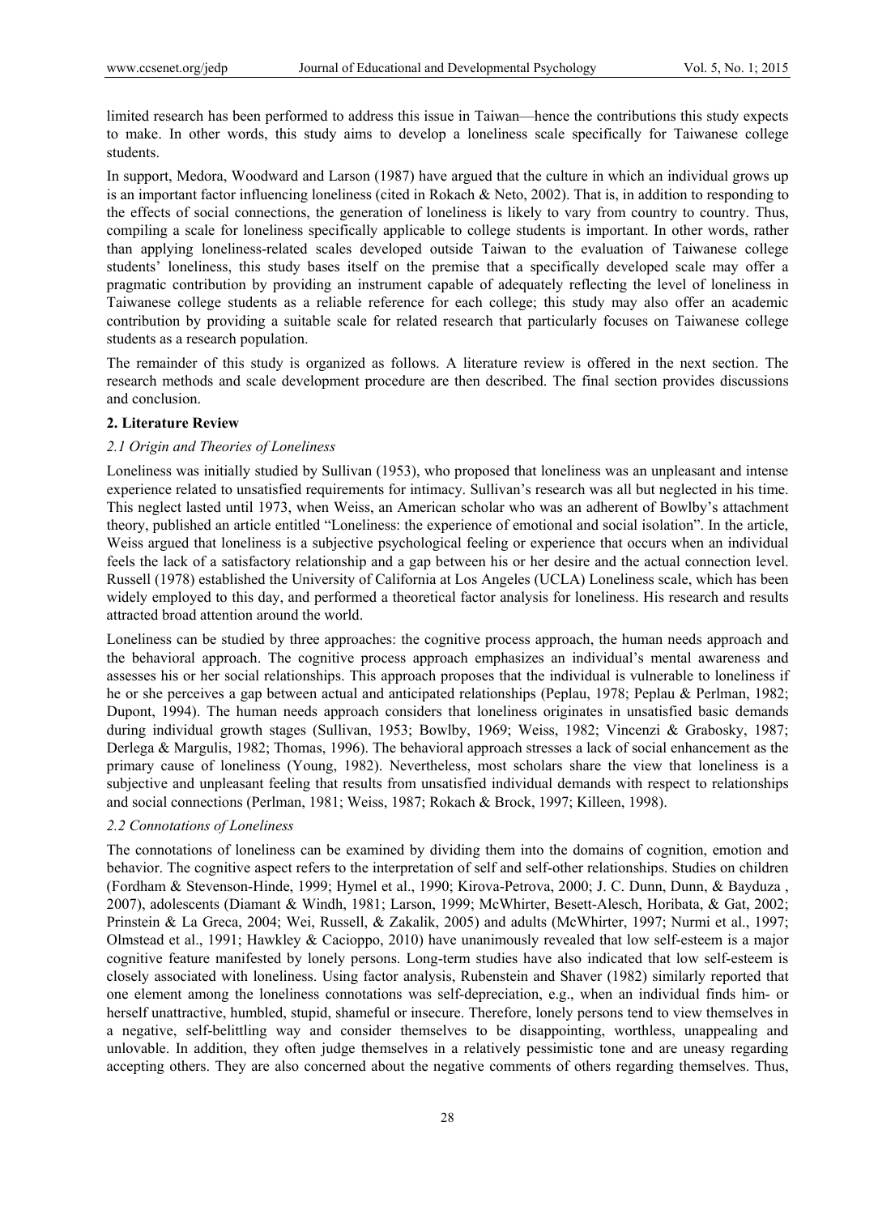limited research has been performed to address this issue in Taiwan—hence the contributions this study expects to make. In other words, this study aims to develop a loneliness scale specifically for Taiwanese college students.

In support, Medora, Woodward and Larson (1987) have argued that the culture in which an individual grows up is an important factor influencing loneliness (cited in Rokach & Neto, 2002). That is, in addition to responding to the effects of social connections, the generation of loneliness is likely to vary from country to country. Thus, compiling a scale for loneliness specifically applicable to college students is important. In other words, rather than applying loneliness-related scales developed outside Taiwan to the evaluation of Taiwanese college students' loneliness, this study bases itself on the premise that a specifically developed scale may offer a pragmatic contribution by providing an instrument capable of adequately reflecting the level of loneliness in Taiwanese college students as a reliable reference for each college; this study may also offer an academic contribution by providing a suitable scale for related research that particularly focuses on Taiwanese college students as a research population.

The remainder of this study is organized as follows. A literature review is offered in the next section. The research methods and scale development procedure are then described. The final section provides discussions and conclusion.

## 2. Literature Review

### *2.1 Origin and Theories of Loneliness*

Loneliness was initially studied by Sullivan (1953), who proposed that loneliness was an unpleasant and intense experience related to unsatisfied requirements for intimacy. Sullivan's research was all but neglected in his time. This neglect lasted until 1973, when Weiss, an American scholar who was an adherent of Bowlby's attachment theory, published an article entitled "Loneliness: the experience of emotional and social isolation". In the article, Weiss argued that loneliness is a subjective psychological feeling or experience that occurs when an individual feels the lack of a satisfactory relationship and a gap between his or her desire and the actual connection level. Russell (1978) established the University of California at Los Angeles (UCLA) Loneliness scale, which has been widely employed to this day, and performed a theoretical factor analysis for loneliness. His research and results attracted broad attention around the world.

Loneliness can be studied by three approaches: the cognitive process approach, the human needs approach and the behavioral approach. The cognitive process approach emphasizes an individual's mental awareness and assesses his or her social relationships. This approach proposes that the individual is vulnerable to loneliness if he or she perceives a gap between actual and anticipated relationships (Peplau, 1978; Peplau & Perlman, 1982; Dupont, 1994). The human needs approach considers that loneliness originates in unsatisfied basic demands during individual growth stages (Sullivan, 1953; Bowlby, 1969; Weiss, 1982; Vincenzi & Grabosky, 1987; Derlega & Margulis, 1982; Thomas, 1996). The behavioral approach stresses a lack of social enhancement as the primary cause of loneliness (Young, 1982). Nevertheless, most scholars share the view that loneliness is a subjective and unpleasant feeling that results from unsatisfied individual demands with respect to relationships and social connections (Perlman, 1981; Weiss, 1987; Rokach & Brock, 1997; Killeen, 1998).

### *2.2 Connotations of Loneliness*

The connotations of loneliness can be examined by dividing them into the domains of cognition, emotion and behavior. The cognitive aspect refers to the interpretation of self and self-other relationships. Studies on children (Fordham & Stevenson-Hinde, 1999; Hymel et al., 1990; Kirova-Petrova, 2000; J. C. Dunn, Dunn, & Bayduza , 2007), adolescents (Diamant & Windh, 1981; Larson, 1999; McWhirter, Besett-Alesch, Horibata, & Gat, 2002; Prinstein & La Greca, 2004; Wei, Russell, & Zakalik, 2005) and adults (McWhirter, 1997; Nurmi et al., 1997; Olmstead et al., 1991; Hawkley & Cacioppo, 2010) have unanimously revealed that low self-esteem is a major cognitive feature manifested by lonely persons. Long-term studies have also indicated that low self-esteem is closely associated with loneliness. Using factor analysis, Rubenstein and Shaver (1982) similarly reported that one element among the loneliness connotations was self-depreciation, e.g., when an individual finds him- or herself unattractive, humbled, stupid, shameful or insecure. Therefore, lonely persons tend to view themselves in a negative, self-belittling way and consider themselves to be disappointing, worthless, unappealing and unlovable. In addition, they often judge themselves in a relatively pessimistic tone and are uneasy regarding accepting others. They are also concerned about the negative comments of others regarding themselves. Thus,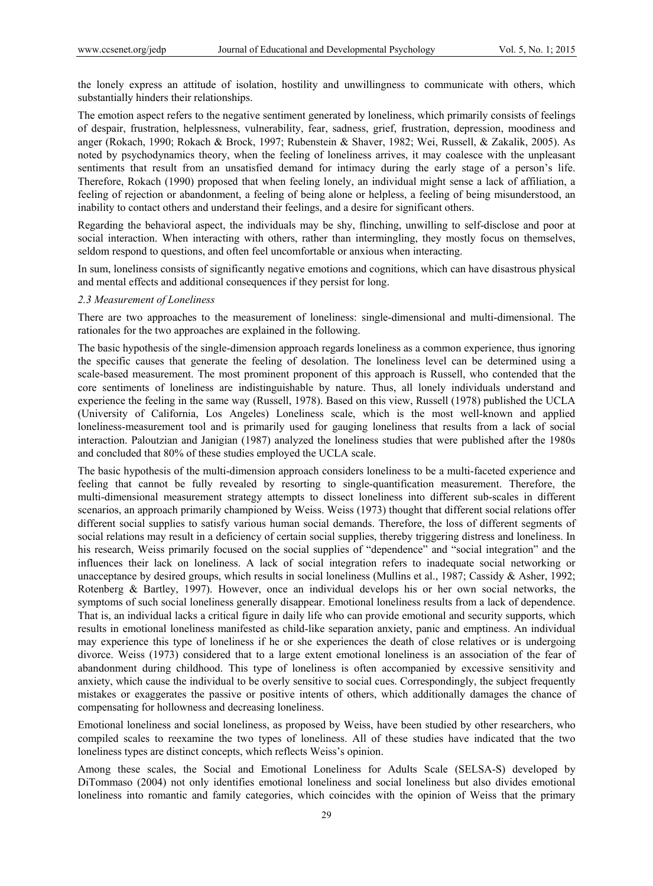the lonely express an attitude of isolation, hostility and unwillingness to communicate with others, which substantially hinders their relationships.

The emotion aspect refers to the negative sentiment generated by loneliness, which primarily consists of feelings of despair, frustration, helplessness, vulnerability, fear, sadness, grief, frustration, depression, moodiness and anger (Rokach, 1990; Rokach & Brock, 1997; Rubenstein & Shaver, 1982; Wei, Russell, & Zakalik, 2005). As noted by psychodynamics theory, when the feeling of loneliness arrives, it may coalesce with the unpleasant sentiments that result from an unsatisfied demand for intimacy during the early stage of a person's life. Therefore, Rokach (1990) proposed that when feeling lonely, an individual might sense a lack of affiliation, a feeling of rejection or abandonment, a feeling of being alone or helpless, a feeling of being misunderstood, an inability to contact others and understand their feelings, and a desire for significant others.

Regarding the behavioral aspect, the individuals may be shy, flinching, unwilling to self-disclose and poor at social interaction. When interacting with others, rather than intermingling, they mostly focus on themselves, seldom respond to questions, and often feel uncomfortable or anxious when interacting.

In sum, loneliness consists of significantly negative emotions and cognitions, which can have disastrous physical and mental effects and additional consequences if they persist for long.

### *2.3 Measurement of Loneliness*

There are two approaches to the measurement of loneliness: single-dimensional and multi-dimensional. The rationales for the two approaches are explained in the following.

The basic hypothesis of the single-dimension approach regards loneliness as a common experience, thus ignoring the specific causes that generate the feeling of desolation. The loneliness level can be determined using a scale-based measurement. The most prominent proponent of this approach is Russell, who contended that the core sentiments of loneliness are indistinguishable by nature. Thus, all lonely individuals understand and experience the feeling in the same way (Russell, 1978). Based on this view, Russell (1978) published the UCLA (University of California, Los Angeles) Loneliness scale, which is the most well-known and applied loneliness-measurement tool and is primarily used for gauging loneliness that results from a lack of social interaction. Paloutzian and Janigian (1987) analyzed the loneliness studies that were published after the 1980s and concluded that 80% of these studies employed the UCLA scale.

The basic hypothesis of the multi-dimension approach considers loneliness to be a multi-faceted experience and feeling that cannot be fully revealed by resorting to single-quantification measurement. Therefore, the multi-dimensional measurement strategy attempts to dissect loneliness into different sub-scales in different scenarios, an approach primarily championed by Weiss. Weiss (1973) thought that different social relations offer different social supplies to satisfy various human social demands. Therefore, the loss of different segments of social relations may result in a deficiency of certain social supplies, thereby triggering distress and loneliness. In his research, Weiss primarily focused on the social supplies of "dependence" and "social integration" and the influences their lack on loneliness. A lack of social integration refers to inadequate social networking or unacceptance by desired groups, which results in social loneliness (Mullins et al., 1987; Cassidy & Asher, 1992; Rotenberg & Bartley, 1997). However, once an individual develops his or her own social networks, the symptoms of such social loneliness generally disappear. Emotional loneliness results from a lack of dependence. That is, an individual lacks a critical figure in daily life who can provide emotional and security supports, which results in emotional loneliness manifested as child-like separation anxiety, panic and emptiness. An individual may experience this type of loneliness if he or she experiences the death of close relatives or is undergoing divorce. Weiss (1973) considered that to a large extent emotional loneliness is an association of the fear of abandonment during childhood. This type of loneliness is often accompanied by excessive sensitivity and anxiety, which cause the individual to be overly sensitive to social cues. Correspondingly, the subject frequently mistakes or exaggerates the passive or positive intents of others, which additionally damages the chance of compensating for hollowness and decreasing loneliness.

Emotional loneliness and social loneliness, as proposed by Weiss, have been studied by other researchers, who compiled scales to reexamine the two types of loneliness. All of these studies have indicated that the two loneliness types are distinct concepts, which reflects Weiss's opinion.

Among these scales, the Social and Emotional Loneliness for Adults Scale (SELSA-S) developed by DiTommaso (2004) not only identifies emotional loneliness and social loneliness but also divides emotional loneliness into romantic and family categories, which coincides with the opinion of Weiss that the primary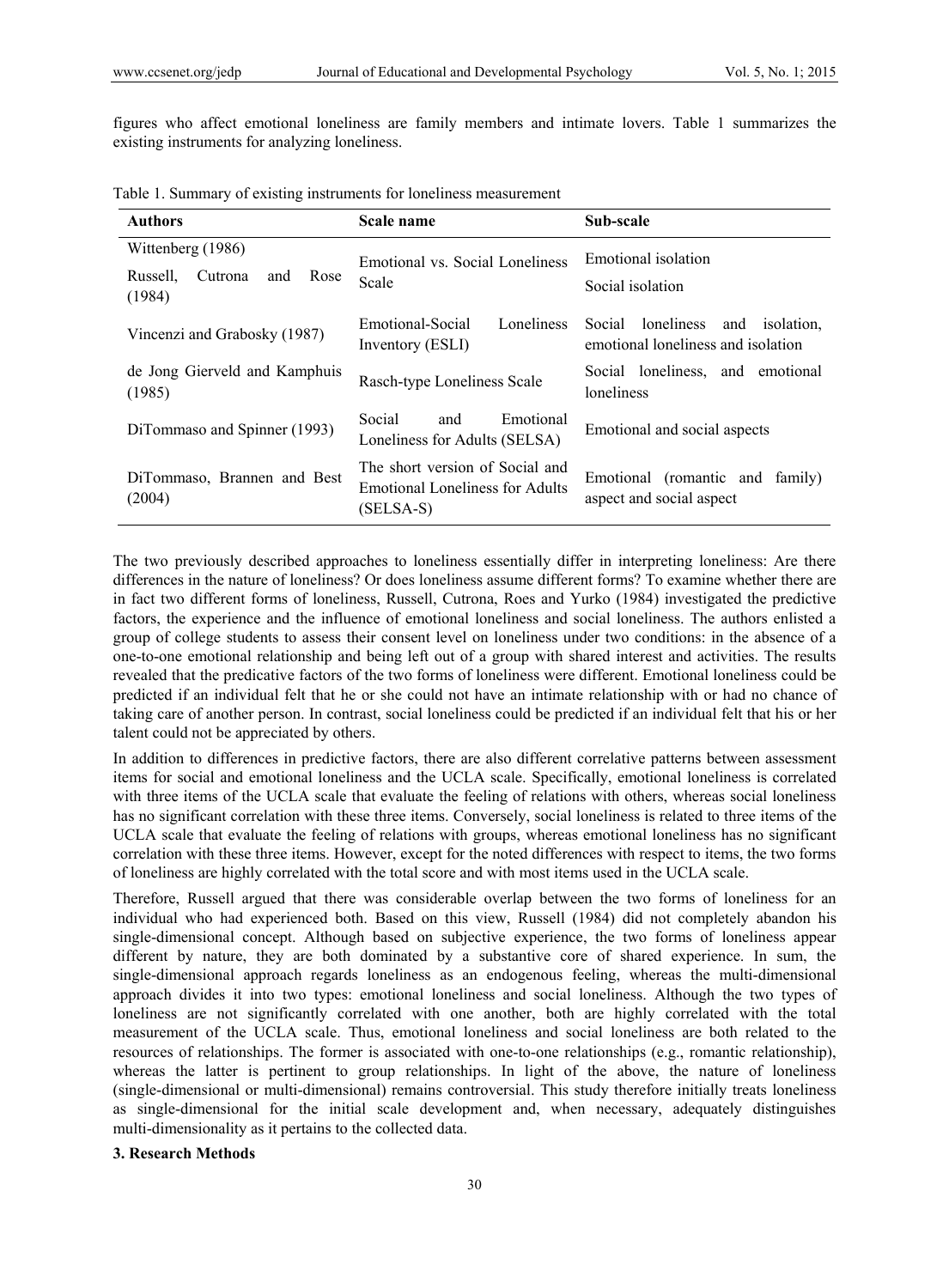figures who affect emotional loneliness are family members and intimate lovers. Table 1 summarizes the existing instruments for analyzing loneliness.

Table 1. Summary of existing instruments for loneliness measurement

| Authors | Scale name | Sub-scale |
|---|---|---|
| Wittenberg (1986)<br>Russell, Cutrona and Rose (1984) | Emotional vs. Social Loneliness Scale | Emotional isolation<br>Social isolation |
| Vincenzi and Grabosky (1987) | Emotional-Social Loneliness Inventory (ESLI) | Social loneliness and isolation, emotional loneliness and isolation |
| de Jong Gierveld and Kamphuis (1985) | Rasch-type Loneliness Scale | Social loneliness, and emotional loneliness |
| DiTommaso and Spinner (1993) | Social and Emotional Loneliness for Adults (SELSA) | Emotional and social aspects |
| DiTommaso, Brannen and Best (2004) | The short version of Social and Emotional Loneliness for Adults (SELSA-S) | Emotional (romantic and family) aspect and social aspect |

The two previously described approaches to loneliness essentially differ in interpreting loneliness: Are there differences in the nature of loneliness? Or does loneliness assume different forms? To examine whether there are in fact two different forms of loneliness, Russell, Cutrona, Roes and Yurko (1984) investigated the predictive factors, the experience and the influence of emotional loneliness and social loneliness. The authors enlisted a group of college students to assess their consent level on loneliness under two conditions: in the absence of a one-to-one emotional relationship and being left out of a group with shared interest and activities. The results revealed that the predicative factors of the two forms of loneliness were different. Emotional loneliness could be predicted if an individual felt that he or she could not have an intimate relationship with or had no chance of taking care of another person. In contrast, social loneliness could be predicted if an individual felt that his or her talent could not be appreciated by others.

In addition to differences in predictive factors, there are also different correlative patterns between assessment items for social and emotional loneliness and the UCLA scale. Specifically, emotional loneliness is correlated with three items of the UCLA scale that evaluate the feeling of relations with others, whereas social loneliness has no significant correlation with these three items. Conversely, social loneliness is related to three items of the UCLA scale that evaluate the feeling of relations with groups, whereas emotional loneliness has no significant correlation with these three items. However, except for the noted differences with respect to items, the two forms of loneliness are highly correlated with the total score and with most items used in the UCLA scale.

Therefore, Russell argued that there was considerable overlap between the two forms of loneliness for an individual who had experienced both. Based on this view, Russell (1984) did not completely abandon his single-dimensional concept. Although based on subjective experience, the two forms of loneliness appear different by nature, they are both dominated by a substantive core of shared experience. In sum, the single-dimensional approach regards loneliness as an endogenous feeling, whereas the multi-dimensional approach divides it into two types: emotional loneliness and social loneliness. Although the two types of loneliness are not significantly correlated with one another, both are highly correlated with the total measurement of the UCLA scale. Thus, emotional loneliness and social loneliness are both related to the resources of relationships. The former is associated with one-to-one relationships (e.g., romantic relationship), whereas the latter is pertinent to group relationships. In light of the above, the nature of loneliness (single-dimensional or multi-dimensional) remains controversial. This study therefore initially treats loneliness as single-dimensional for the initial scale development and, when necessary, adequately distinguishes multi-dimensionality as it pertains to the collected data.

## 3. Research Methods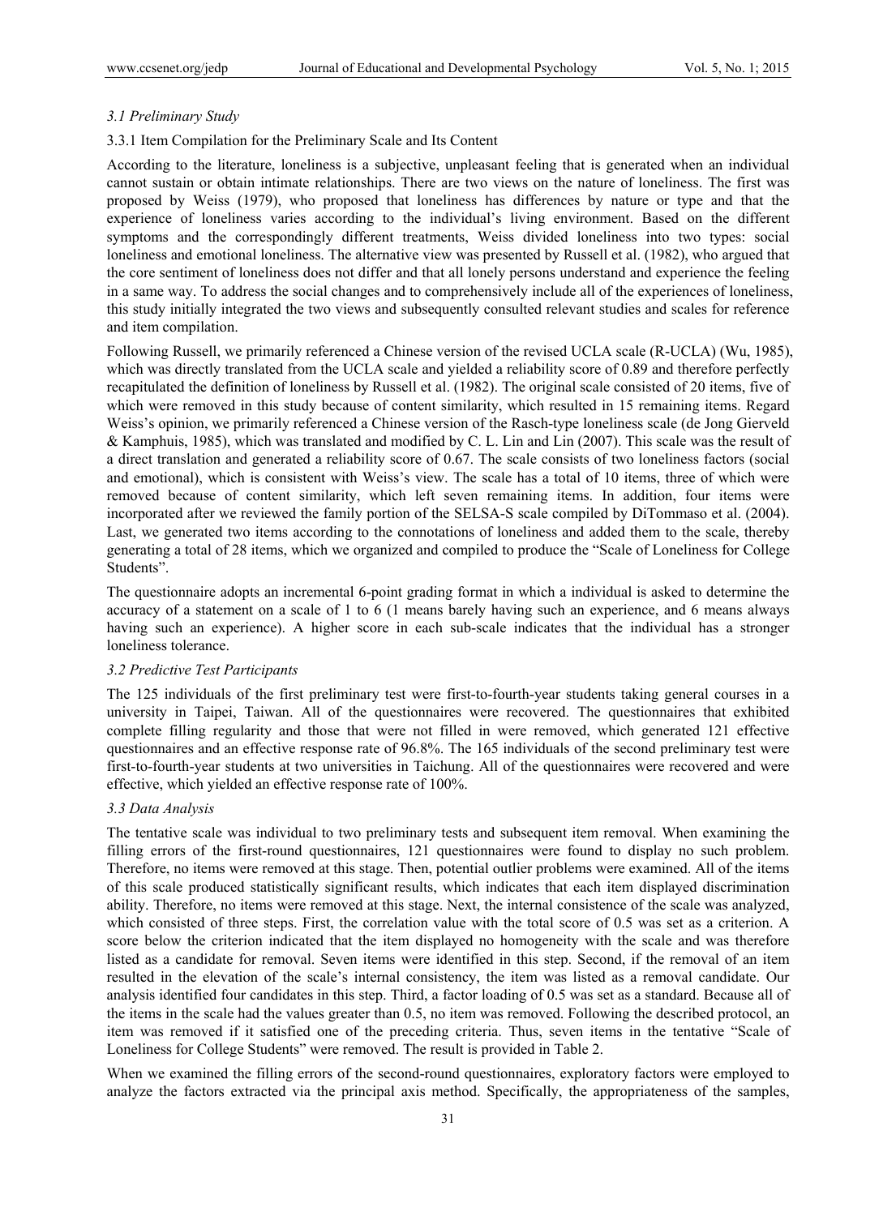### *3.1 Preliminary Study*

#### 3.3.1 Item Compilation for the Preliminary Scale and Its Content

According to the literature, loneliness is a subjective, unpleasant feeling that is generated when an individual cannot sustain or obtain intimate relationships. There are two views on the nature of loneliness. The first was proposed by Weiss (1979), who proposed that loneliness has differences by nature or type and that the experience of loneliness varies according to the individual's living environment. Based on the different symptoms and the correspondingly different treatments, Weiss divided loneliness into two types: social loneliness and emotional loneliness. The alternative view was presented by Russell et al. (1982), who argued that the core sentiment of loneliness does not differ and that all lonely persons understand and experience the feeling in a same way. To address the social changes and to comprehensively include all of the experiences of loneliness, this study initially integrated the two views and subsequently consulted relevant studies and scales for reference and item compilation.

Following Russell, we primarily referenced a Chinese version of the revised UCLA scale (R-UCLA) (Wu, 1985), which was directly translated from the UCLA scale and yielded a reliability score of 0.89 and therefore perfectly recapitulated the definition of loneliness by Russell et al. (1982). The original scale consisted of 20 items, five of which were removed in this study because of content similarity, which resulted in 15 remaining items. Regard Weiss's opinion, we primarily referenced a Chinese version of the Rasch-type loneliness scale (de Jong Gierveld & Kamphuis, 1985), which was translated and modified by C. L. Lin and Lin (2007). This scale was the result of a direct translation and generated a reliability score of 0.67. The scale consists of two loneliness factors (social and emotional), which is consistent with Weiss's view. The scale has a total of 10 items, three of which were removed because of content similarity, which left seven remaining items. In addition, four items were incorporated after we reviewed the family portion of the SELSA-S scale compiled by DiTommaso et al. (2004). Last, we generated two items according to the connotations of loneliness and added them to the scale, thereby generating a total of 28 items, which we organized and compiled to produce the "Scale of Loneliness for College Students".

The questionnaire adopts an incremental 6-point grading format in which a individual is asked to determine the accuracy of a statement on a scale of 1 to 6 (1 means barely having such an experience, and 6 means always having such an experience). A higher score in each sub-scale indicates that the individual has a stronger loneliness tolerance.

### *3.2 Predictive Test Participants*

The 125 individuals of the first preliminary test were first-to-fourth-year students taking general courses in a university in Taipei, Taiwan. All of the questionnaires were recovered. The questionnaires that exhibited complete filling regularity and those that were not filled in were removed, which generated 121 effective questionnaires and an effective response rate of 96.8%. The 165 individuals of the second preliminary test were first-to-fourth-year students at two universities in Taichung. All of the questionnaires were recovered and were effective, which yielded an effective response rate of 100%.

### *3.3 Data Analysis*

The tentative scale was individual to two preliminary tests and subsequent item removal. When examining the filling errors of the first-round questionnaires, 121 questionnaires were found to display no such problem. Therefore, no items were removed at this stage. Then, potential outlier problems were examined. All of the items of this scale produced statistically significant results, which indicates that each item displayed discrimination ability. Therefore, no items were removed at this stage. Next, the internal consistence of the scale was analyzed, which consisted of three steps. First, the correlation value with the total score of 0.5 was set as a criterion. A score below the criterion indicated that the item displayed no homogeneity with the scale and was therefore listed as a candidate for removal. Seven items were identified in this step. Second, if the removal of an item resulted in the elevation of the scale's internal consistency, the item was listed as a removal candidate. Our analysis identified four candidates in this step. Third, a factor loading of 0.5 was set as a standard. Because all of the items in the scale had the values greater than 0.5, no item was removed. Following the described protocol, an item was removed if it satisfied one of the preceding criteria. Thus, seven items in the tentative "Scale of Loneliness for College Students" were removed. The result is provided in Table 2.

When we examined the filling errors of the second-round questionnaires, exploratory factors were employed to analyze the factors extracted via the principal axis method. Specifically, the appropriateness of the samples,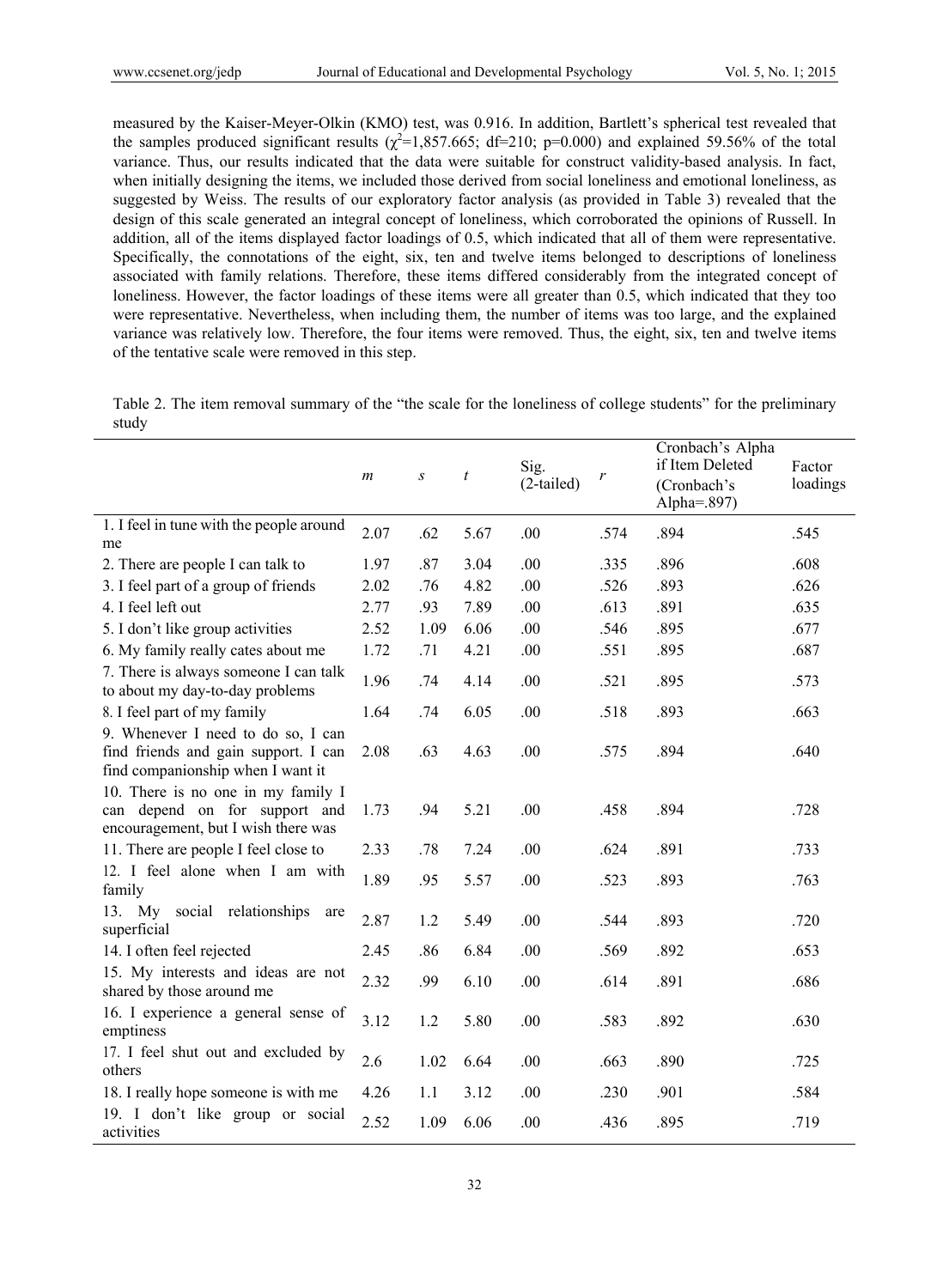measured by the Kaiser-Meyer-Olkin (KMO) test, was 0.916. In addition, Bartlett's spherical test revealed that the samples produced significant results ($\chi^2$=1,857.665; df=210; p=0.000) and explained 59.56% of the total variance. Thus, our results indicated that the data were suitable for construct validity-based analysis. In fact, when initially designing the items, we included those derived from social loneliness and emotional loneliness, as suggested by Weiss. The results of our exploratory factor analysis (as provided in Table 3) revealed that the design of this scale generated an integral concept of loneliness, which corroborated the opinions of Russell. In addition, all of the items displayed factor loadings of 0.5, which indicated that all of them were representative. Specifically, the connotations of the eight, six, ten and twelve items belonged to descriptions of loneliness associated with family relations. Therefore, these items differed considerably from the integrated concept of loneliness. However, the factor loadings of these items were all greater than 0.5, which indicated that they too were representative. Nevertheless, when including them, the number of items was too large, and the explained variance was relatively low. Therefore, the four items were removed. Thus, the eight, six, ten and twelve items of the tentative scale were removed in this step.

Table 2. The item removal summary of the "the scale for the loneliness of college students" for the preliminary study

| | *m* | *s* | *t* | Sig. (2-tailed) | *r* | Cronbach's Alpha if Item Deleted (Cronbach's Alpha=.897) | Factor loadings |
|---|---|---|---|---|---|---|---|
| 1. I feel in tune with the people around me | 2.07 | .62 | 5.67 | .00 | .574 | .894 | .545 |
| 2. There are people I can talk to | 1.97 | .87 | 3.04 | .00 | .335 | .896 | .608 |
| 3. I feel part of a group of friends | 2.02 | .76 | 4.82 | .00 | .526 | .893 | .626 |
| 4. I feel left out | 2.77 | .93 | 7.89 | .00 | .613 | .891 | .635 |
| 5. I don't like group activities | 2.52 | 1.09 | 6.06 | .00 | .546 | .895 | .677 |
| 6. My family really cates about me | 1.72 | .71 | 4.21 | .00 | .551 | .895 | .687 |
| 7. There is always someone I can talk to about my day-to-day problems | 1.96 | .74 | 4.14 | .00 | .521 | .895 | .573 |
| 8. I feel part of my family | 1.64 | .74 | 6.05 | .00 | .518 | .893 | .663 |
| 9. Whenever I need to do so, I can find friends and gain support. I can find companionship when I want it | 2.08 | .63 | 4.63 | .00 | .575 | .894 | .640 |
| 10. There is no one in my family I can depend on for support and encouragement, but I wish there was | 1.73 | .94 | 5.21 | .00 | .458 | .894 | .728 |
| 11. There are people I feel close to | 2.33 | .78 | 7.24 | .00 | .624 | .891 | .733 |
| 12. I feel alone when I am with family | 1.89 | .95 | 5.57 | .00 | .523 | .893 | .763 |
| 13. My social relationships are superficial | 2.87 | 1.2 | 5.49 | .00 | .544 | .893 | .720 |
| 14. I often feel rejected | 2.45 | .86 | 6.84 | .00 | .569 | .892 | .653 |
| 15. My interests and ideas are not shared by those around me | 2.32 | .99 | 6.10 | .00 | .614 | .891 | .686 |
| 16. I experience a general sense of emptiness | 3.12 | 1.2 | 5.80 | .00 | .583 | .892 | .630 |
| 17. I feel shut out and excluded by others | 2.6 | 1.02 | 6.64 | .00 | .663 | .890 | .725 |
| 18. I really hope someone is with me | 4.26 | 1.1 | 3.12 | .00 | .230 | .901 | .584 |
| 19. I don't like group or social activities | 2.52 | 1.09 | 6.06 | .00 | .436 | .895 | .719 |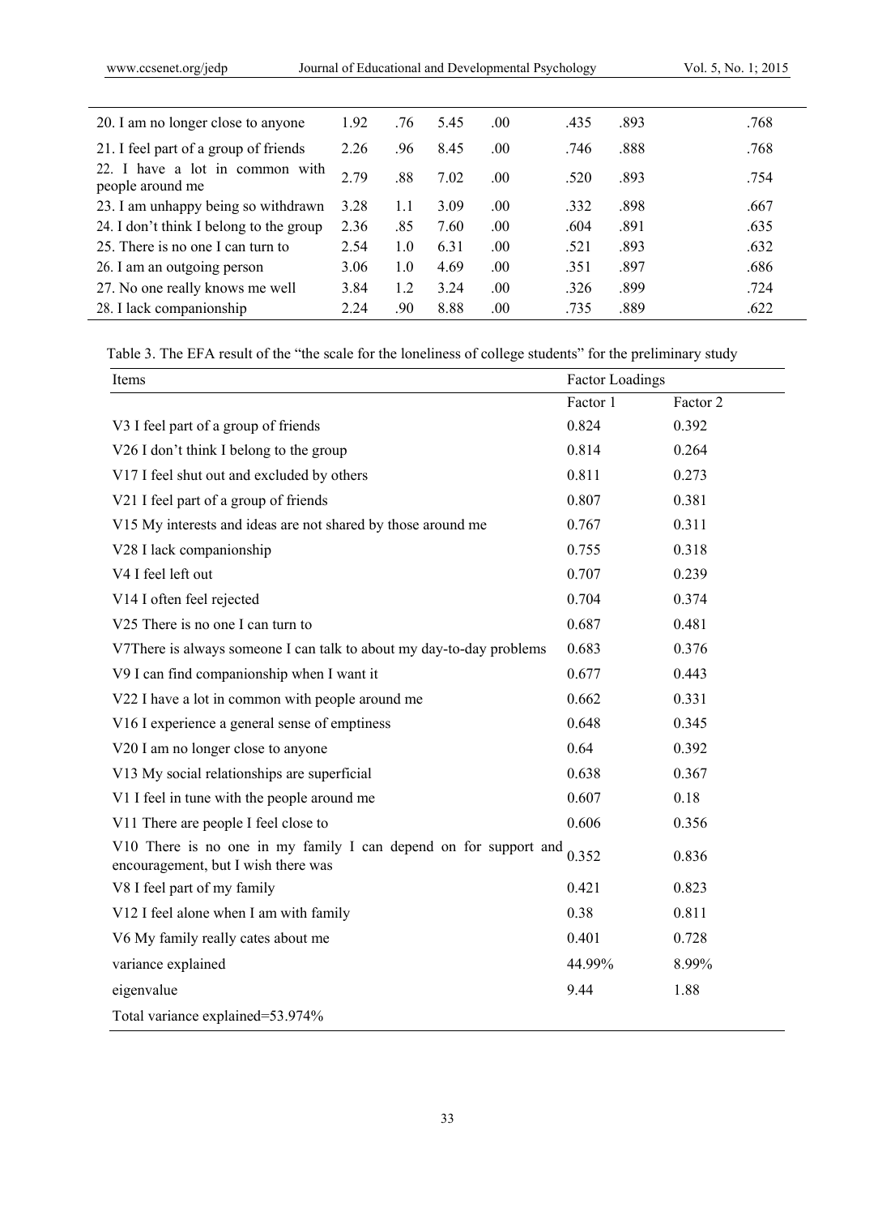| | | | | | | | |
|---|---|---|---|---|---|---|---|
| 20. I am no longer close to anyone | 1.92 | .76 | 5.45 | .00 | .435 | .893 | .768 |
| 21. I feel part of a group of friends | 2.26 | .96 | 8.45 | .00 | .746 | .888 | .768 |
| 22. I have a lot in common with people around me | 2.79 | .88 | 7.02 | .00 | .520 | .893 | .754 |
| 23. I am unhappy being so withdrawn | 3.28 | 1.1 | 3.09 | .00 | .332 | .898 | .667 |
| 24. I don't think I belong to the group | 2.36 | .85 | 7.60 | .00 | .604 | .891 | .635 |
| 25. There is no one I can turn to | 2.54 | 1.0 | 6.31 | .00 | .521 | .893 | .632 |
| 26. I am an outgoing person | 3.06 | 1.0 | 4.69 | .00 | .351 | .897 | .686 |
| 27. No one really knows me well | 3.84 | 1.2 | 3.24 | .00 | .326 | .899 | .724 |
| 28. I lack companionship | 2.24 | .90 | 8.88 | .00 | .735 | .889 | .622 |

Table 3. The EFA result of the "the scale for the loneliness of college students" for the preliminary study

| Items | Factor Loadings | |
|---|---|---|
| | Factor 1 | Factor 2 |
| V3 I feel part of a group of friends | 0.824 | 0.392 |
| V26 I don't think I belong to the group | 0.814 | 0.264 |
| V17 I feel shut out and excluded by others | 0.811 | 0.273 |
| V21 I feel part of a group of friends | 0.807 | 0.381 |
| V15 My interests and ideas are not shared by those around me | 0.767 | 0.311 |
| V28 I lack companionship | 0.755 | 0.318 |
| V4 I feel left out | 0.707 | 0.239 |
| V14 I often feel rejected | 0.704 | 0.374 |
| V25 There is no one I can turn to | 0.687 | 0.481 |
| V7There is always someone I can talk to about my day-to-day problems | 0.683 | 0.376 |
| V9 I can find companionship when I want it | 0.677 | 0.443 |
| V22 I have a lot in common with people around me | 0.662 | 0.331 |
| V16 I experience a general sense of emptiness | 0.648 | 0.345 |
| V20 I am no longer close to anyone | 0.64 | 0.392 |
| V13 My social relationships are superficial | 0.638 | 0.367 |
| V1 I feel in tune with the people around me | 0.607 | 0.18 |
| V11 There are people I feel close to | 0.606 | 0.356 |
| V10 There is no one in my family I can depend on for support and encouragement, but I wish there was | 0.352 | 0.836 |
| V8 I feel part of my family | 0.421 | 0.823 |
| V12 I feel alone when I am with family | 0.38 | 0.811 |
| V6 My family really cates about me | 0.401 | 0.728 |
| variance explained | 44.99% | 8.99% |
| eigenvalue | 9.44 | 1.88 |
| Total variance explained=53.974% | | |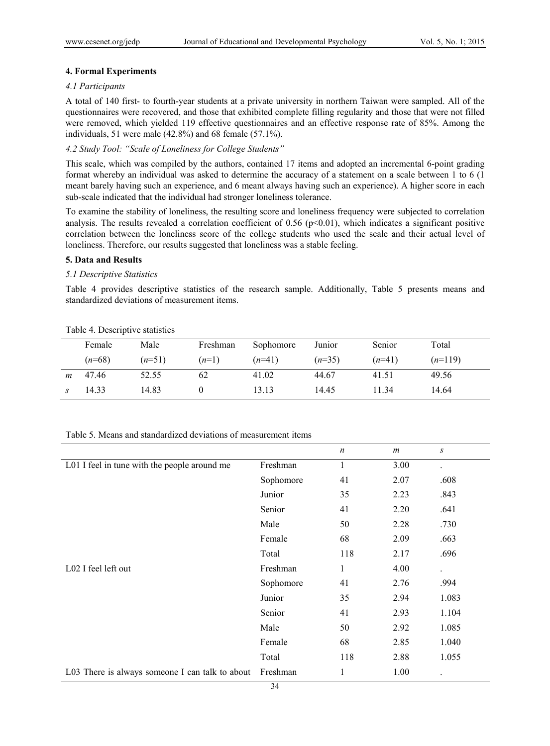## 4. Formal Experiments

### *4.1 Participants*

A total of 140 first- to fourth-year students at a private university in northern Taiwan were sampled. All of the questionnaires were recovered, and those that exhibited complete filling regularity and those that were not filled were removed, which yielded 119 effective questionnaires and an effective response rate of 85%. Among the individuals, 51 were male (42.8%) and 68 female (57.1%).

### *4.2 Study Tool: "Scale of Loneliness for College Students"*

This scale, which was compiled by the authors, contained 17 items and adopted an incremental 6-point grading format whereby an individual was asked to determine the accuracy of a statement on a scale between 1 to 6 (1 meant barely having such an experience, and 6 meant always having such an experience). A higher score in each sub-scale indicated that the individual had stronger loneliness tolerance.

To examine the stability of loneliness, the resulting score and loneliness frequency were subjected to correlation analysis. The results revealed a correlation coefficient of 0.56 ($p<0.01$), which indicates a significant positive correlation between the loneliness score of the college students who used the scale and their actual level of loneliness. Therefore, our results suggested that loneliness was a stable feeling.

## 5. Data and Results

### *5.1 Descriptive Statistics*

Table 4 provides descriptive statistics of the research sample. Additionally, Table 5 presents means and standardized deviations of measurement items.

Table 4. Descriptive statistics

| | Female ($n$=68) | Male ($n$=51) | Freshman ($n$=1) | Sophomore ($n$=41) | Junior ($n$=35) | Senior ($n$=41) | Total ($n$=119) |
|---|---|---|---|---|---|---|---|
| $m$ | 47.46 | 52.55 | 62 | 41.02 | 44.67 | 41.51 | 49.56 |
| $s$ | 14.33 | 14.83 | 0 | 13.13 | 14.45 | 11.34 | 14.64 |

Table 5. Means and standardized deviations of measurement items

| | | $n$ | $m$ | $s$ |
|---|---|---|---|---|
| L01 I feel in tune with the people around me | Freshman | 1 | 3.00 | . |
| | Sophomore | 41 | 2.07 | .608 |
| | Junior | 35 | 2.23 | .843 |
| | Senior | 41 | 2.20 | .641 |
| | Male | 50 | 2.28 | .730 |
| | Female | 68 | 2.09 | .663 |
| | Total | 118 | 2.17 | .696 |
| L02 I feel left out | Freshman | 1 | 4.00 | . |
| | Sophomore | 41 | 2.76 | .994 |
| | Junior | 35 | 2.94 | 1.083 |
| | Senior | 41 | 2.93 | 1.104 |
| | Male | 50 | 2.92 | 1.085 |
| | Female | 68 | 2.85 | 1.040 |
| | Total | 118 | 2.88 | 1.055 |
| L03 There is always someone I can talk to about | Freshman | 1 | 1.00 | . |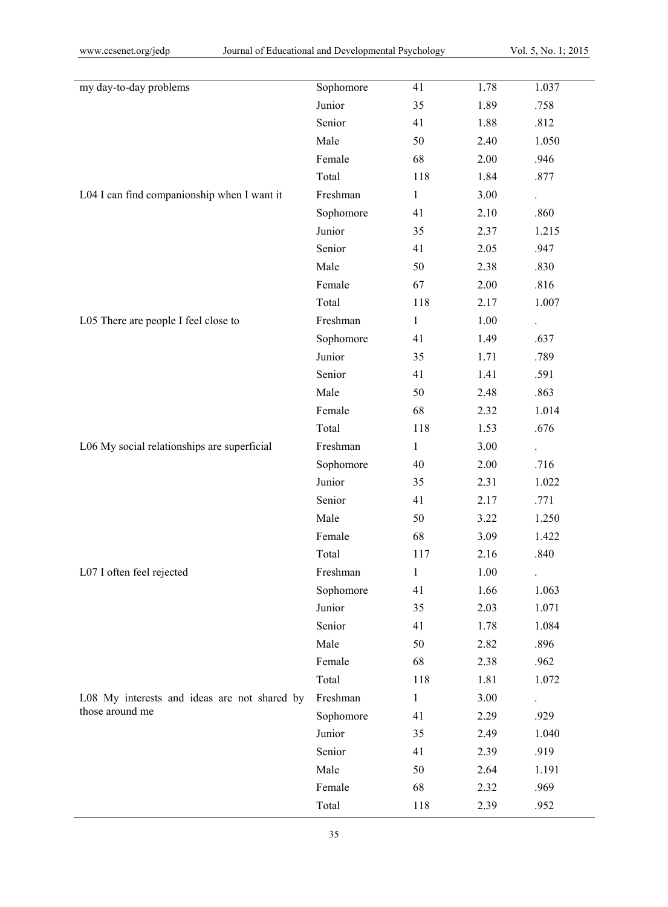| | | | | |
|---|---|---|---|---|
| my day-to-day problems | Sophomore | 41 | 1.78 | 1.037 |
| | Junior | 35 | 1.89 | .758 |
| | Senior | 41 | 1.88 | .812 |
| | Male | 50 | 2.40 | 1.050 |
| | Female | 68 | 2.00 | .946 |
| | Total | 118 | 1.84 | .877 |
| L04 I can find companionship when I want it | Freshman | 1 | 3.00 | . |
| | Sophomore | 41 | 2.10 | .860 |
| | Junior | 35 | 2.37 | 1.215 |
| | Senior | 41 | 2.05 | .947 |
| | Male | 50 | 2.38 | .830 |
| | Female | 67 | 2.00 | .816 |
| | Total | 118 | 2.17 | 1.007 |
| L05 There are people I feel close to | Freshman | 1 | 1.00 | . |
| | Sophomore | 41 | 1.49 | .637 |
| | Junior | 35 | 1.71 | .789 |
| | Senior | 41 | 1.41 | .591 |
| | Male | 50 | 2.48 | .863 |
| | Female | 68 | 2.32 | 1.014 |
| | Total | 118 | 1.53 | .676 |
| L06 My social relationships are superficial | Freshman | 1 | 3.00 | . |
| | Sophomore | 40 | 2.00 | .716 |
| | Junior | 35 | 2.31 | 1.022 |
| | Senior | 41 | 2.17 | .771 |
| | Male | 50 | 3.22 | 1.250 |
| | Female | 68 | 3.09 | 1.422 |
| | Total | 117 | 2.16 | .840 |
| L07 I often feel rejected | Freshman | 1 | 1.00 | . |
| | Sophomore | 41 | 1.66 | 1.063 |
| | Junior | 35 | 2.03 | 1.071 |
| | Senior | 41 | 1.78 | 1.084 |
| | Male | 50 | 2.82 | .896 |
| | Female | 68 | 2.38 | .962 |
| | Total | 118 | 1.81 | 1.072 |
| L08 My interests and ideas are not shared by those around me | Freshman | 1 | 3.00 | . |
| | Sophomore | 41 | 2.29 | .929 |
| | Junior | 35 | 2.49 | 1.040 |
| | Senior | 41 | 2.39 | .919 |
| | Male | 50 | 2.64 | 1.191 |
| | Female | 68 | 2.32 | .969 |
| | Total | 118 | 2.39 | .952 |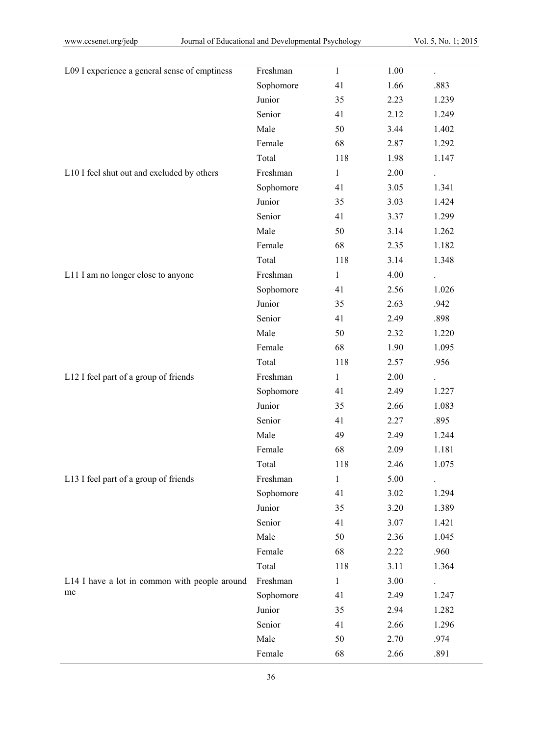| | | | | |
|---|---|---|---|---|
| L09 I experience a general sense of emptiness | Freshman | 1 | 1.00 | . |
| | Sophomore | 41 | 1.66 | .883 |
| | Junior | 35 | 2.23 | 1.239 |
| | Senior | 41 | 2.12 | 1.249 |
| | Male | 50 | 3.44 | 1.402 |
| | Female | 68 | 2.87 | 1.292 |
| | Total | 118 | 1.98 | 1.147 |
| L10 I feel shut out and excluded by others | Freshman | 1 | 2.00 | . |
| | Sophomore | 41 | 3.05 | 1.341 |
| | Junior | 35 | 3.03 | 1.424 |
| | Senior | 41 | 3.37 | 1.299 |
| | Male | 50 | 3.14 | 1.262 |
| | Female | 68 | 2.35 | 1.182 |
| | Total | 118 | 3.14 | 1.348 |
| L11 I am no longer close to anyone | Freshman | 1 | 4.00 | . |
| | Sophomore | 41 | 2.56 | 1.026 |
| | Junior | 35 | 2.63 | .942 |
| | Senior | 41 | 2.49 | .898 |
| | Male | 50 | 2.32 | 1.220 |
| | Female | 68 | 1.90 | 1.095 |
| | Total | 118 | 2.57 | .956 |
| L12 I feel part of a group of friends | Freshman | 1 | 2.00 | . |
| | Sophomore | 41 | 2.49 | 1.227 |
| | Junior | 35 | 2.66 | 1.083 |
| | Senior | 41 | 2.27 | .895 |
| | Male | 49 | 2.49 | 1.244 |
| | Female | 68 | 2.09 | 1.181 |
| | Total | 118 | 2.46 | 1.075 |
| L13 I feel part of a group of friends | Freshman | 1 | 5.00 | . |
| | Sophomore | 41 | 3.02 | 1.294 |
| | Junior | 35 | 3.20 | 1.389 |
| | Senior | 41 | 3.07 | 1.421 |
| | Male | 50 | 2.36 | 1.045 |
| | Female | 68 | 2.22 | .960 |
| | Total | 118 | 3.11 | 1.364 |
| L14 I have a lot in common with people around me | Freshman | 1 | 3.00 | . |
| | Sophomore | 41 | 2.49 | 1.247 |
| | Junior | 35 | 2.94 | 1.282 |
| | Senior | 41 | 2.66 | 1.296 |
| | Male | 50 | 2.70 | .974 |
| | Female | 68 | 2.66 | .891 |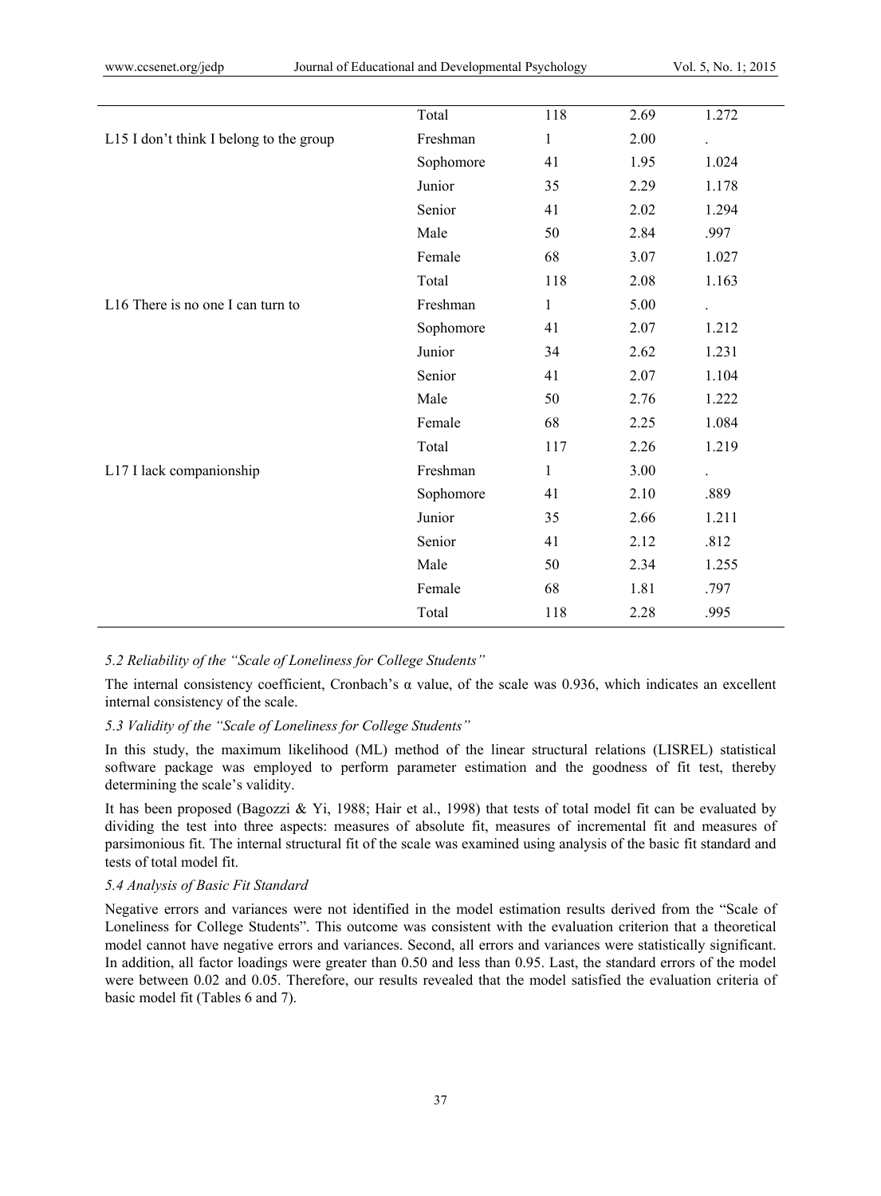| | | | | |
|---|---|---|---|---|
| | Total | 118 | 2.69 | 1.272 |
| L15 I don't think I belong to the group | Freshman | 1 | 2.00 | . |
| | Sophomore | 41 | 1.95 | 1.024 |
| | Junior | 35 | 2.29 | 1.178 |
| | Senior | 41 | 2.02 | 1.294 |
| | Male | 50 | 2.84 | .997 |
| | Female | 68 | 3.07 | 1.027 |
| | Total | 118 | 2.08 | 1.163 |
| L16 There is no one I can turn to | Freshman | 1 | 5.00 | . |
| | Sophomore | 41 | 2.07 | 1.212 |
| | Junior | 34 | 2.62 | 1.231 |
| | Senior | 41 | 2.07 | 1.104 |
| | Male | 50 | 2.76 | 1.222 |
| | Female | 68 | 2.25 | 1.084 |
| | Total | 117 | 2.26 | 1.219 |
| L17 I lack companionship | Freshman | 1 | 3.00 | . |
| | Sophomore | 41 | 2.10 | .889 |
| | Junior | 35 | 2.66 | 1.211 |
| | Senior | 41 | 2.12 | .812 |
| | Male | 50 | 2.34 | 1.255 |
| | Female | 68 | 1.81 | .797 |
| | Total | 118 | 2.28 | .995 |

### *5.2 Reliability of the "Scale of Loneliness for College Students"*

The internal consistency coefficient, Cronbach's α value, of the scale was 0.936, which indicates an excellent internal consistency of the scale.

### *5.3 Validity of the "Scale of Loneliness for College Students"*

In this study, the maximum likelihood (ML) method of the linear structural relations (LISREL) statistical software package was employed to perform parameter estimation and the goodness of fit test, thereby determining the scale's validity.

It has been proposed (Bagozzi & Yi, 1988; Hair et al., 1998) that tests of total model fit can be evaluated by dividing the test into three aspects: measures of absolute fit, measures of incremental fit and measures of parsimonious fit. The internal structural fit of the scale was examined using analysis of the basic fit standard and tests of total model fit.

### *5.4 Analysis of Basic Fit Standard*

Negative errors and variances were not identified in the model estimation results derived from the "Scale of Loneliness for College Students". This outcome was consistent with the evaluation criterion that a theoretical model cannot have negative errors and variances. Second, all errors and variances were statistically significant. In addition, all factor loadings were greater than 0.50 and less than 0.95. Last, the standard errors of the model were between 0.02 and 0.05. Therefore, our results revealed that the model satisfied the evaluation criteria of basic model fit (Tables 6 and 7).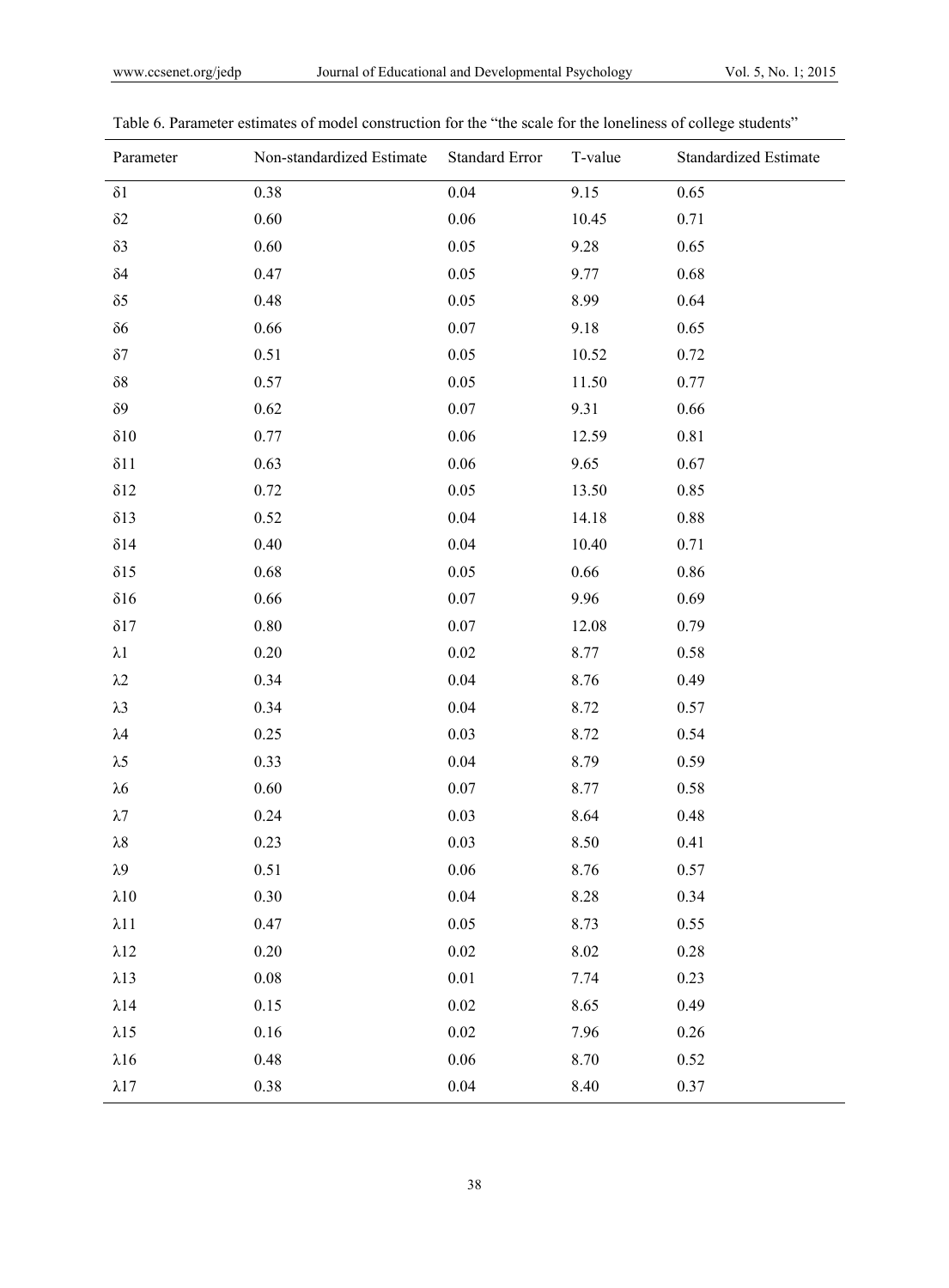Table 6. Parameter estimates of model construction for the "the scale for the loneliness of college students"

| Parameter | Non-standardized Estimate | Standard Error | T-value | Standardized Estimate |
|---|---|---|---|---|
| δ1 | 0.38 | 0.04 | 9.15 | 0.65 |
| δ2 | 0.60 | 0.06 | 10.45 | 0.71 |
| δ3 | 0.60 | 0.05 | 9.28 | 0.65 |
| δ4 | 0.47 | 0.05 | 9.77 | 0.68 |
| δ5 | 0.48 | 0.05 | 8.99 | 0.64 |
| δ6 | 0.66 | 0.07 | 9.18 | 0.65 |
| δ7 | 0.51 | 0.05 | 10.52 | 0.72 |
| δ8 | 0.57 | 0.05 | 11.50 | 0.77 |
| δ9 | 0.62 | 0.07 | 9.31 | 0.66 |
| δ10 | 0.77 | 0.06 | 12.59 | 0.81 |
| δ11 | 0.63 | 0.06 | 9.65 | 0.67 |
| δ12 | 0.72 | 0.05 | 13.50 | 0.85 |
| δ13 | 0.52 | 0.04 | 14.18 | 0.88 |
| δ14 | 0.40 | 0.04 | 10.40 | 0.71 |
| δ15 | 0.68 | 0.05 | 0.66 | 0.86 |
| δ16 | 0.66 | 0.07 | 9.96 | 0.69 |
| δ17 | 0.80 | 0.07 | 12.08 | 0.79 |
| λ1 | 0.20 | 0.02 | 8.77 | 0.58 |
| λ2 | 0.34 | 0.04 | 8.76 | 0.49 |
| λ3 | 0.34 | 0.04 | 8.72 | 0.57 |
| λ4 | 0.25 | 0.03 | 8.72 | 0.54 |
| λ5 | 0.33 | 0.04 | 8.79 | 0.59 |
| λ6 | 0.60 | 0.07 | 8.77 | 0.58 |
| λ7 | 0.24 | 0.03 | 8.64 | 0.48 |
| λ8 | 0.23 | 0.03 | 8.50 | 0.41 |
| λ9 | 0.51 | 0.06 | 8.76 | 0.57 |
| λ10 | 0.30 | 0.04 | 8.28 | 0.34 |
| λ11 | 0.47 | 0.05 | 8.73 | 0.55 |
| λ12 | 0.20 | 0.02 | 8.02 | 0.28 |
| λ13 | 0.08 | 0.01 | 7.74 | 0.23 |
| λ14 | 0.15 | 0.02 | 8.65 | 0.49 |
| λ15 | 0.16 | 0.02 | 7.96 | 0.26 |
| λ16 | 0.48 | 0.06 | 8.70 | 0.52 |
| λ17 | 0.38 | 0.04 | 8.40 | 0.37 |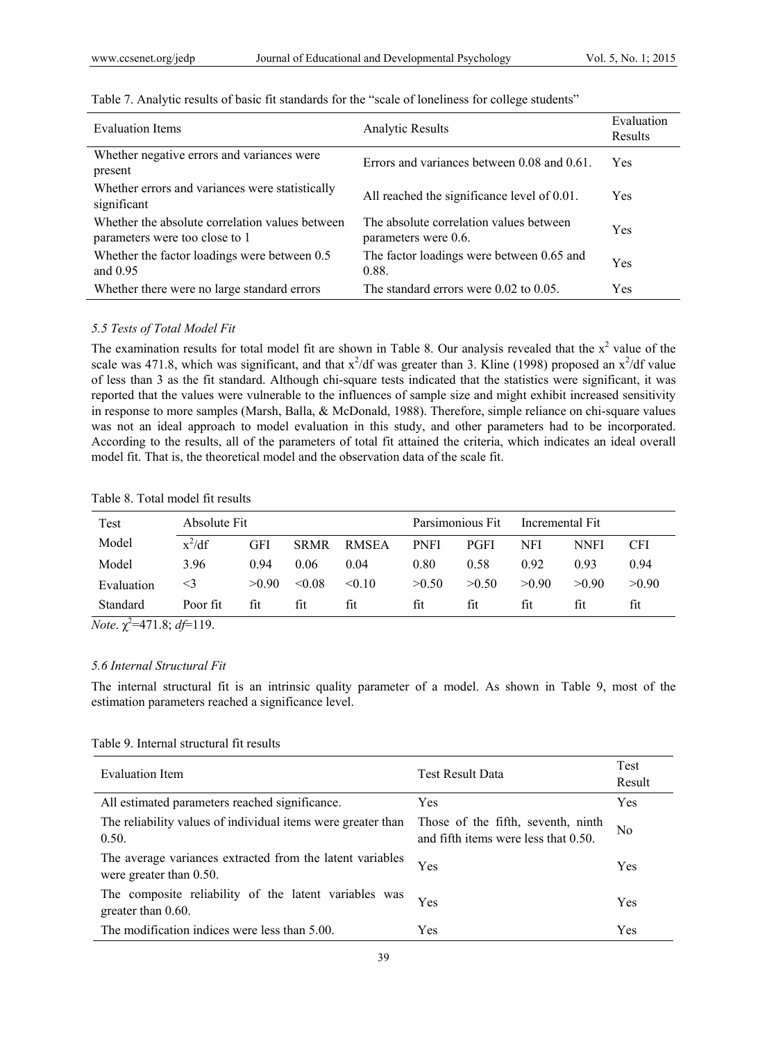Table 7. Analytic results of basic fit standards for the "scale of loneliness for college students"

| Evaluation Items | Analytic Results | Evaluation Results |
|---|---|---|
| Whether negative errors and variances were present | Errors and variances between 0.08 and 0.61. | Yes |
| Whether errors and variances were statistically significant | All reached the significance level of 0.01. | Yes |
| Whether the absolute correlation values between parameters were too close to 1 | The absolute correlation values between parameters were 0.6. | Yes |
| Whether the factor loadings were between 0.5 and 0.95 | The factor loadings were between 0.65 and 0.88. | Yes |
| Whether there were no large standard errors | The standard errors were 0.02 to 0.05. | Yes |

### *5.5 Tests of Total Model Fit*

The examination results for total model fit are shown in Table 8. Our analysis revealed that the $x^2$ value of the scale was 471.8, which was significant, and that $x^2$/df was greater than 3. Kline (1998) proposed an $x^2$/df value of less than 3 as the fit standard. Although chi-square tests indicated that the statistics were significant, it was reported that the values were vulnerable to the influences of sample size and might exhibit increased sensitivity in response to more samples (Marsh, Balla, & McDonald, 1988). Therefore, simple reliance on chi-square values was not an ideal approach to model evaluation in this study, and other parameters had to be incorporated. According to the results, all of the parameters of total fit attained the criteria, which indicates an ideal overall model fit. That is, the theoretical model and the observation data of the scale fit.

Table 8. Total model fit results

| Test | Absolute Fit | | | | Parsimonious Fit | | Incremental Fit | | |
|---|---|---|---|---|---|---|---|---|---|
| Model | $x^2$/df | GFI | SRMR | RMSEA | PNFI | PGFI | NFI | NNFI | CFI |
| Model | 3.96 | 0.94 | 0.06 | 0.04 | 0.80 | 0.58 | 0.92 | 0.93 | 0.94 |
| Evaluation | <3 | >0.90 | <0.08 | <0.10 | >0.50 | >0.50 | >0.90 | >0.90 | >0.90 |
| Standard | Poor fit | fit | fit | fit | fit | fit | fit | fit | fit |

*Note*. $\chi^2$=471.8; *df*=119.

### *5.6 Internal Structural Fit*

The internal structural fit is an intrinsic quality parameter of a model. As shown in Table 9, most of the estimation parameters reached a significance level.

Table 9. Internal structural fit results

| Evaluation Item | Test Result Data | Test Result |
|---|---|---|
| All estimated parameters reached significance. | Yes | Yes |
| The reliability values of individual items were greater than 0.50. | Those of the fifth, seventh, ninth and fifth items were less that 0.50. | No |
| The average variances extracted from the latent variables were greater than 0.50. | Yes | Yes |
| The composite reliability of the latent variables was greater than 0.60. | Yes | Yes |
| The modification indices were less than 5.00. | Yes | Yes |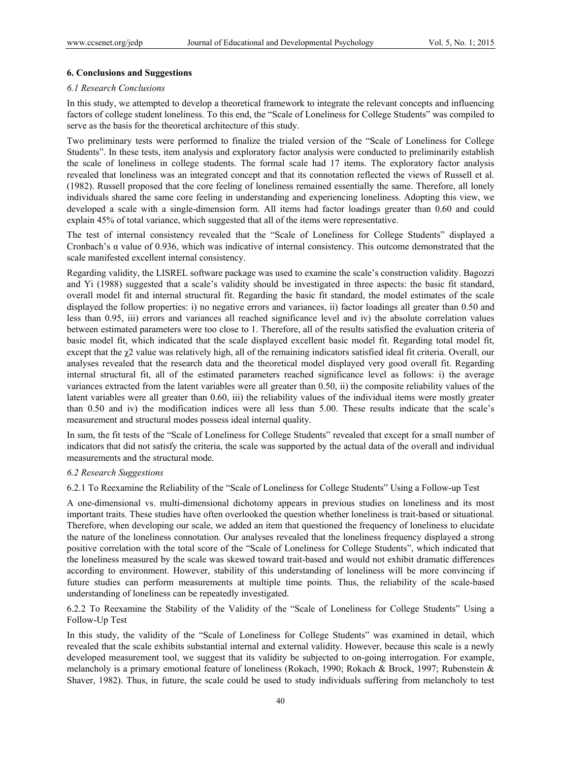### 6. Conclusions and Suggestions

#### *6.1 Research Conclusions*

In this study, we attempted to develop a theoretical framework to integrate the relevant concepts and influencing factors of college student loneliness. To this end, the "Scale of Loneliness for College Students" was compiled to serve as the basis for the theoretical architecture of this study.

Two preliminary tests were performed to finalize the trialed version of the "Scale of Loneliness for College Students". In these tests, item analysis and exploratory factor analysis were conducted to preliminarily establish the scale of loneliness in college students. The formal scale had 17 items. The exploratory factor analysis revealed that loneliness was an integrated concept and that its connotation reflected the views of Russell et al. (1982). Russell proposed that the core feeling of loneliness remained essentially the same. Therefore, all lonely individuals shared the same core feeling in understanding and experiencing loneliness. Adopting this view, we developed a scale with a single-dimension form. All items had factor loadings greater than 0.60 and could explain 45% of total variance, which suggested that all of the items were representative.

The test of internal consistency revealed that the "Scale of Loneliness for College Students" displayed a Cronbach's $\alpha$ value of 0.936, which was indicative of internal consistency. This outcome demonstrated that the scale manifested excellent internal consistency.

Regarding validity, the LISREL software package was used to examine the scale's construction validity. Bagozzi and Yi (1988) suggested that a scale's validity should be investigated in three aspects: the basic fit standard, overall model fit and internal structural fit. Regarding the basic fit standard, the model estimates of the scale displayed the follow properties: i) no negative errors and variances, ii) factor loadings all greater than 0.50 and less than 0.95, iii) errors and variances all reached significance level and iv) the absolute correlation values between estimated parameters were too close to 1. Therefore, all of the results satisfied the evaluation criteria of basic model fit, which indicated that the scale displayed excellent basic model fit. Regarding total model fit, except that the $\chi 2$ value was relatively high, all of the remaining indicators satisfied ideal fit criteria. Overall, our analyses revealed that the research data and the theoretical model displayed very good overall fit. Regarding internal structural fit, all of the estimated parameters reached significance level as follows: i) the average variances extracted from the latent variables were all greater than 0.50, ii) the composite reliability values of the latent variables were all greater than 0.60, iii) the reliability values of the individual items were mostly greater than 0.50 and iv) the modification indices were all less than 5.00. These results indicate that the scale's measurement and structural modes possess ideal internal quality.

In sum, the fit tests of the "Scale of Loneliness for College Students" revealed that except for a small number of indicators that did not satisfy the criteria, the scale was supported by the actual data of the overall and individual measurements and the structural mode.

#### *6.2 Research Suggestions*

6.2.1 To Reexamine the Reliability of the "Scale of Loneliness for College Students" Using a Follow-up Test

A one-dimensional vs. multi-dimensional dichotomy appears in previous studies on loneliness and its most important traits. These studies have often overlooked the question whether loneliness is trait-based or situational. Therefore, when developing our scale, we added an item that questioned the frequency of loneliness to elucidate the nature of the loneliness connotation. Our analyses revealed that the loneliness frequency displayed a strong positive correlation with the total score of the "Scale of Loneliness for College Students", which indicated that the loneliness measured by the scale was skewed toward trait-based and would not exhibit dramatic differences according to environment. However, stability of this understanding of loneliness will be more convincing if future studies can perform measurements at multiple time points. Thus, the reliability of the scale-based understanding of loneliness can be repeatedly investigated.

6.2.2 To Reexamine the Stability of the Validity of the "Scale of Loneliness for College Students" Using a Follow-Up Test

In this study, the validity of the "Scale of Loneliness for College Students" was examined in detail, which revealed that the scale exhibits substantial internal and external validity. However, because this scale is a newly developed measurement tool, we suggest that its validity be subjected to on-going interrogation. For example, melancholy is a primary emotional feature of loneliness (Rokach, 1990; Rokach & Brock, 1997; Rubenstein & Shaver, 1982). Thus, in future, the scale could be used to study individuals suffering from melancholy to test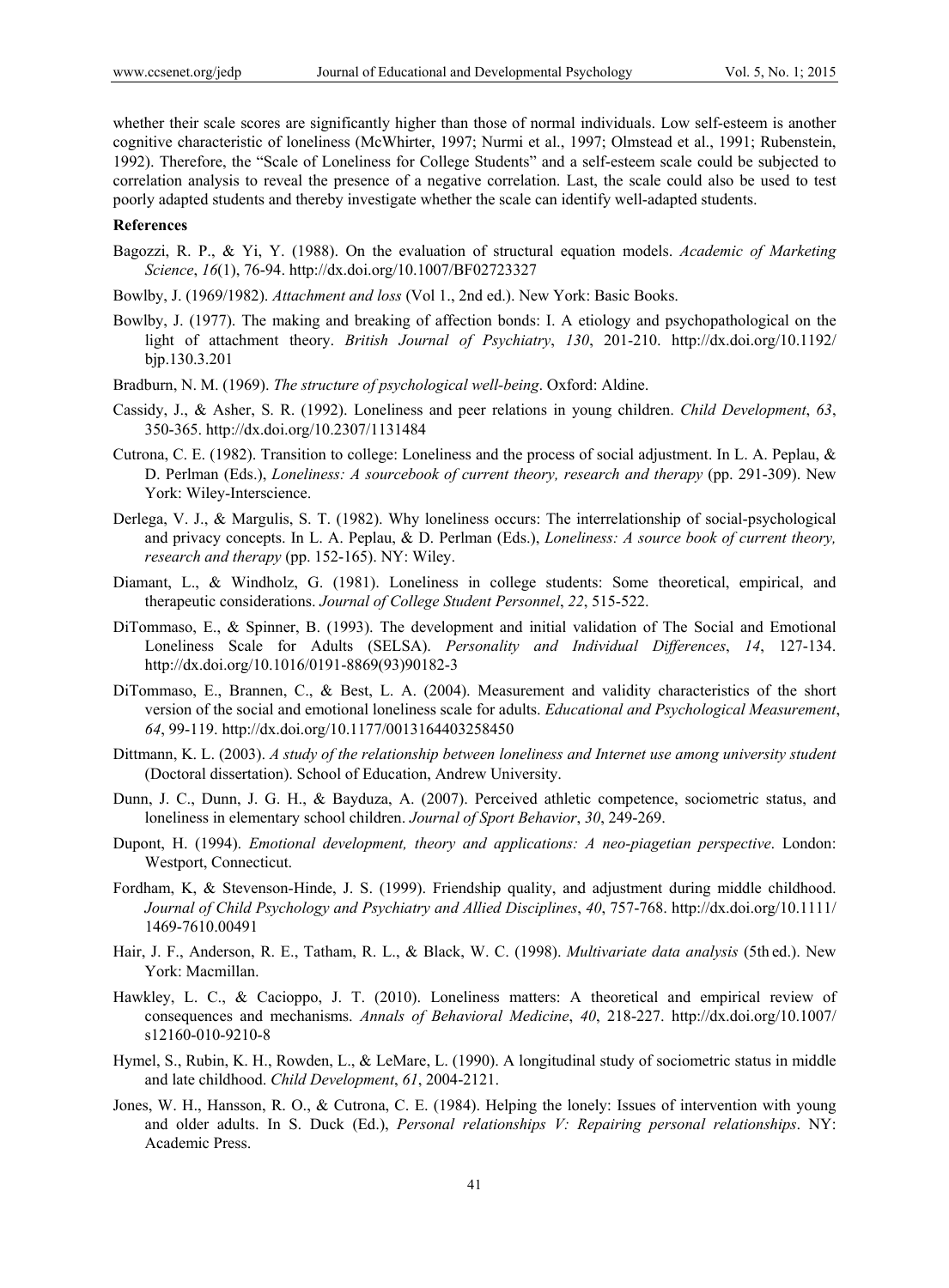whether their scale scores are significantly higher than those of normal individuals. Low self-esteem is another cognitive characteristic of loneliness (McWhirter, 1997; Nurmi et al., 1997; Olmstead et al., 1991; Rubenstein, 1992). Therefore, the "Scale of Loneliness for College Students" and a self-esteem scale could be subjected to correlation analysis to reveal the presence of a negative correlation. Last, the scale could also be used to test poorly adapted students and thereby investigate whether the scale can identify well-adapted students.

**References**

Bagozzi, R. P., & Yi, Y. (1988). On the evaluation of structural equation models. *Academic of Marketing Science*, *16*(1), 76-94. http://dx.doi.org/10.1007/BF02723327

Bowlby, J. (1969/1982). *Attachment and loss* (Vol 1., 2nd ed.). New York: Basic Books.

Bowlby, J. (1977). The making and breaking of affection bonds: I. A etiology and psychopathological on the light of attachment theory. *British Journal of Psychiatry*, *130*, 201-210. http://dx.doi.org/10.1192/bjp.130.3.201

Bradburn, N. M. (1969). *The structure of psychological well-being*. Oxford: Aldine.

Cassidy, J., & Asher, S. R. (1992). Loneliness and peer relations in young children. *Child Development*, *63*, 350-365. http://dx.doi.org/10.2307/1131484

Cutrona, C. E. (1982). Transition to college: Loneliness and the process of social adjustment. In L. A. Peplau, & D. Perlman (Eds.), *Loneliness: A sourcebook of current theory, research and therapy* (pp. 291-309). New York: Wiley-Interscience.

Derlega, V. J., & Margulis, S. T. (1982). Why loneliness occurs: The interrelationship of social-psychological and privacy concepts. In L. A. Peplau, & D. Perlman (Eds.), *Loneliness: A source book of current theory, research and therapy* (pp. 152-165). NY: Wiley.

Diamant, L., & Windholz, G. (1981). Loneliness in college students: Some theoretical, empirical, and therapeutic considerations. *Journal of College Student Personnel*, *22*, 515-522.

DiTommaso, E., & Spinner, B. (1993). The development and initial validation of The Social and Emotional Loneliness Scale for Adults (SELSA). *Personality and Individual Differences*, *14*, 127-134. http://dx.doi.org/10.1016/0191-8869(93)90182-3

DiTommaso, E., Brannen, C., & Best, L. A. (2004). Measurement and validity characteristics of the short version of the social and emotional loneliness scale for adults. *Educational and Psychological Measurement*, *64*, 99-119. http://dx.doi.org/10.1177/0013164403258450

Dittmann, K. L. (2003). *A study of the relationship between loneliness and Internet use among university student* (Doctoral dissertation). School of Education, Andrew University.

Dunn, J. C., Dunn, J. G. H., & Bayduza, A. (2007). Perceived athletic competence, sociometric status, and loneliness in elementary school children. *Journal of Sport Behavior*, *30*, 249-269.

Dupont, H. (1994). *Emotional development, theory and applications: A neo-piagetian perspective*. London: Westport, Connecticut.

Fordham, K, & Stevenson-Hinde, J. S. (1999). Friendship quality, and adjustment during middle childhood. *Journal of Child Psychology and Psychiatry and Allied Disciplines*, *40*, 757-768. http://dx.doi.org/10.1111/1469-7610.00491

Hair, J. F., Anderson, R. E., Tatham, R. L., & Black, W. C. (1998). *Multivariate data analysis* (5th ed.). New York: Macmillan.

Hawkley, L. C., & Cacioppo, J. T. (2010). Loneliness matters: A theoretical and empirical review of consequences and mechanisms. *Annals of Behavioral Medicine*, *40*, 218-227. http://dx.doi.org/10.1007/s12160-010-9210-8

Hymel, S., Rubin, K. H., Rowden, L., & LeMare, L. (1990). A longitudinal study of sociometric status in middle and late childhood. *Child Development*, *61*, 2004-2121.

Jones, W. H., Hansson, R. O., & Cutrona, C. E. (1984). Helping the lonely: Issues of intervention with young and older adults. In S. Duck (Ed.), *Personal relationships V: Repairing personal relationships*. NY: Academic Press.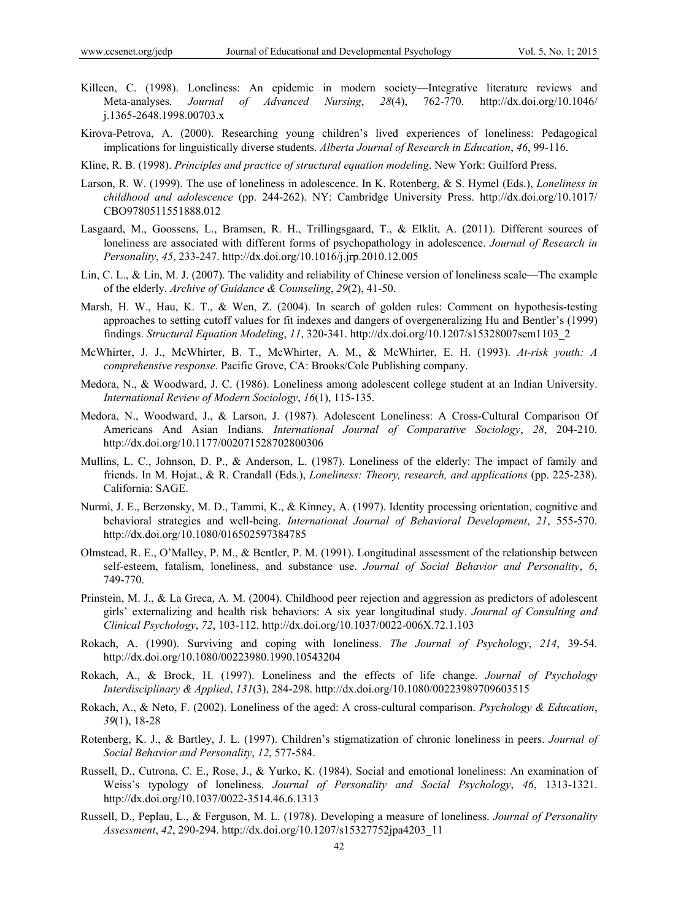Killeen, C. (1998). Loneliness: An epidemic in modern society—Integrative literature reviews and Meta-analyses. *Journal of Advanced Nursing*, *28*(4), 762-770. http://dx.doi.org/10.1046/j.1365-2648.1998.00703.x

Kirova-Petrova, A. (2000). Researching young children's lived experiences of loneliness: Pedagogical implications for linguistically diverse students. *Alberta Journal of Research in Education*, *46*, 99-116.

Kline, R. B. (1998). *Principles and practice of structural equation modeling*. New York: Guilford Press.

Larson, R. W. (1999). The use of loneliness in adolescence. In K. Rotenberg, & S. Hymel (Eds.), *Loneliness in childhood and adolescence* (pp. 244-262). NY: Cambridge University Press. http://dx.doi.org/10.1017/CBO9780511551888.012

Lasgaard, M., Goossens, L., Bramsen, R. H., Trillingsgaard, T., & Elklit, A. (2011). Different sources of loneliness are associated with different forms of psychopathology in adolescence. *Journal of Research in Personality*, *45*, 233-247. http://dx.doi.org/10.1016/j.jrp.2010.12.005

Lin, C. L., & Lin, M. J. (2007). The validity and reliability of Chinese version of loneliness scale—The example of the elderly. *Archive of Guidance & Counseling*, *29*(2), 41-50.

Marsh, H. W., Hau, K. T., & Wen, Z. (2004). In search of golden rules: Comment on hypothesis-testing approaches to setting cutoff values for fit indexes and dangers of overgeneralizing Hu and Bentler's (1999) findings. *Structural Equation Modeling*, *11*, 320-341. http://dx.doi.org/10.1207/s15328007sem1103_2

McWhirter, J. J., McWhirter, B. T., McWhirter, A. M., & McWhirter, E. H. (1993). *At-risk youth: A comprehensive response*. Pacific Grove, CA: Brooks/Cole Publishing company.

Medora, N., & Woodward, J. C. (1986). Loneliness among adolescent college student at an Indian University. *International Review of Modern Sociology*, *16*(1), 115-135.

Medora, N., Woodward, J., & Larson, J. (1987). Adolescent Loneliness: A Cross-Cultural Comparison Of Americans And Asian Indians. *International Journal of Comparative Sociology*, *28*, 204-210. http://dx.doi.org/10.1177/002071528702800306

Mullins, L. C., Johnson, D. P., & Anderson, L. (1987). Loneliness of the elderly: The impact of family and friends. In M. Hojat., & R. Crandall (Eds.), *Loneliness: Theory, research, and applications* (pp. 225-238). California: SAGE.

Nurmi, J. E., Berzonsky, M. D., Tammi, K., & Kinney, A. (1997). Identity processing orientation, cognitive and behavioral strategies and well-being. *International Journal of Behavioral Development*, *21*, 555-570. http://dx.doi.org/10.1080/016502597384785

Olmstead, R. E., O'Malley, P. M., & Bentler, P. M. (1991). Longitudinal assessment of the relationship between self-esteem, fatalism, loneliness, and substance use. *Journal of Social Behavior and Personality*, *6*, 749-770.

Prinstein, M. J., & La Greca, A. M. (2004). Childhood peer rejection and aggression as predictors of adolescent girls' externalizing and health risk behaviors: A six year longitudinal study. *Journal of Consulting and Clinical Psychology*, *72*, 103-112. http://dx.doi.org/10.1037/0022-006X.72.1.103

Rokach, A. (1990). Surviving and coping with loneliness. *The Journal of Psychology*, *214*, 39-54. http://dx.doi.org/10.1080/00223980.1990.10543204

Rokach, A., & Brock, H. (1997). Loneliness and the effects of life change. *Journal of Psychology Interdisciplinary & Applied*, *131*(3), 284-298. http://dx.doi.org/10.1080/00223989709603515

Rokach, A., & Neto, F. (2002). Loneliness of the aged: A cross-cultural comparison. *Psychology & Education*, *39*(1), 18-28

Rotenberg, K. J., & Bartley, J. L. (1997). Children's stigmatization of chronic loneliness in peers. *Journal of Social Behavior and Personality*, *12*, 577-584.

Russell, D., Cutrona, C. E., Rose, J., & Yurko, K. (1984). Social and emotional loneliness: An examination of Weiss's typology of loneliness. *Journal of Personality and Social Psychology*, *46*, 1313-1321. http://dx.doi.org/10.1037/0022-3514.46.6.1313

Russell, D., Peplau, L., & Ferguson, M. L. (1978). Developing a measure of loneliness. *Journal of Personality Assessment*, *42*, 290-294. http://dx.doi.org/10.1207/s15327752jpa4203_11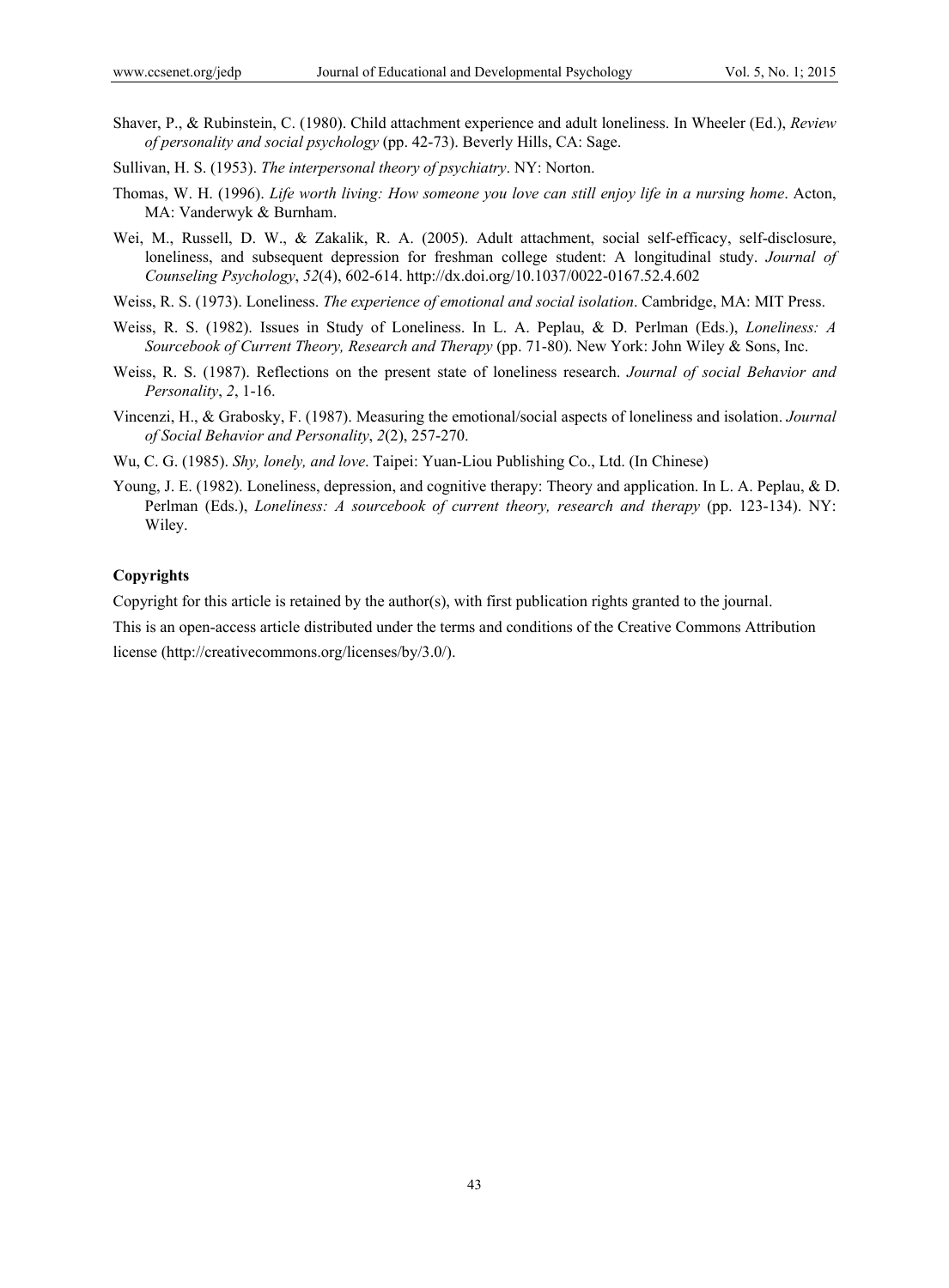Shaver, P., & Rubinstein, C. (1980). Child attachment experience and adult loneliness. In Wheeler (Ed.), *Review of personality and social psychology* (pp. 42-73). Beverly Hills, CA: Sage.

Sullivan, H. S. (1953). *The interpersonal theory of psychiatry*. NY: Norton.

Thomas, W. H. (1996). *Life worth living: How someone you love can still enjoy life in a nursing home*. Acton, MA: Vanderwyk & Burnham.

Wei, M., Russell, D. W., & Zakalik, R. A. (2005). Adult attachment, social self-efficacy, self-disclosure, loneliness, and subsequent depression for freshman college student: A longitudinal study. *Journal of Counseling Psychology*, *52*(4), 602-614. http://dx.doi.org/10.1037/0022-0167.52.4.602

Weiss, R. S. (1973). Loneliness. *The experience of emotional and social isolation*. Cambridge, MA: MIT Press.

Weiss, R. S. (1982). Issues in Study of Loneliness. In L. A. Peplau, & D. Perlman (Eds.), *Loneliness: A Sourcebook of Current Theory, Research and Therapy* (pp. 71-80). New York: John Wiley & Sons, Inc.

Weiss, R. S. (1987). Reflections on the present state of loneliness research. *Journal of social Behavior and Personality*, *2*, 1-16.

Vincenzi, H., & Grabosky, F. (1987). Measuring the emotional/social aspects of loneliness and isolation. *Journal of Social Behavior and Personality*, *2*(2), 257-270.

Wu, C. G. (1985). *Shy, lonely, and love*. Taipei: Yuan-Liou Publishing Co., Ltd. (In Chinese)

Young, J. E. (1982). Loneliness, depression, and cognitive therapy: Theory and application. In L. A. Peplau, & D. Perlman (Eds.), *Loneliness: A sourcebook of current theory, research and therapy* (pp. 123-134). NY: Wiley.

**Copyrights**

Copyright for this article is retained by the author(s), with first publication rights granted to the journal.

This is an open-access article distributed under the terms and conditions of the Creative Commons Attribution license (http://creativecommons.org/licenses/by/3.0/).